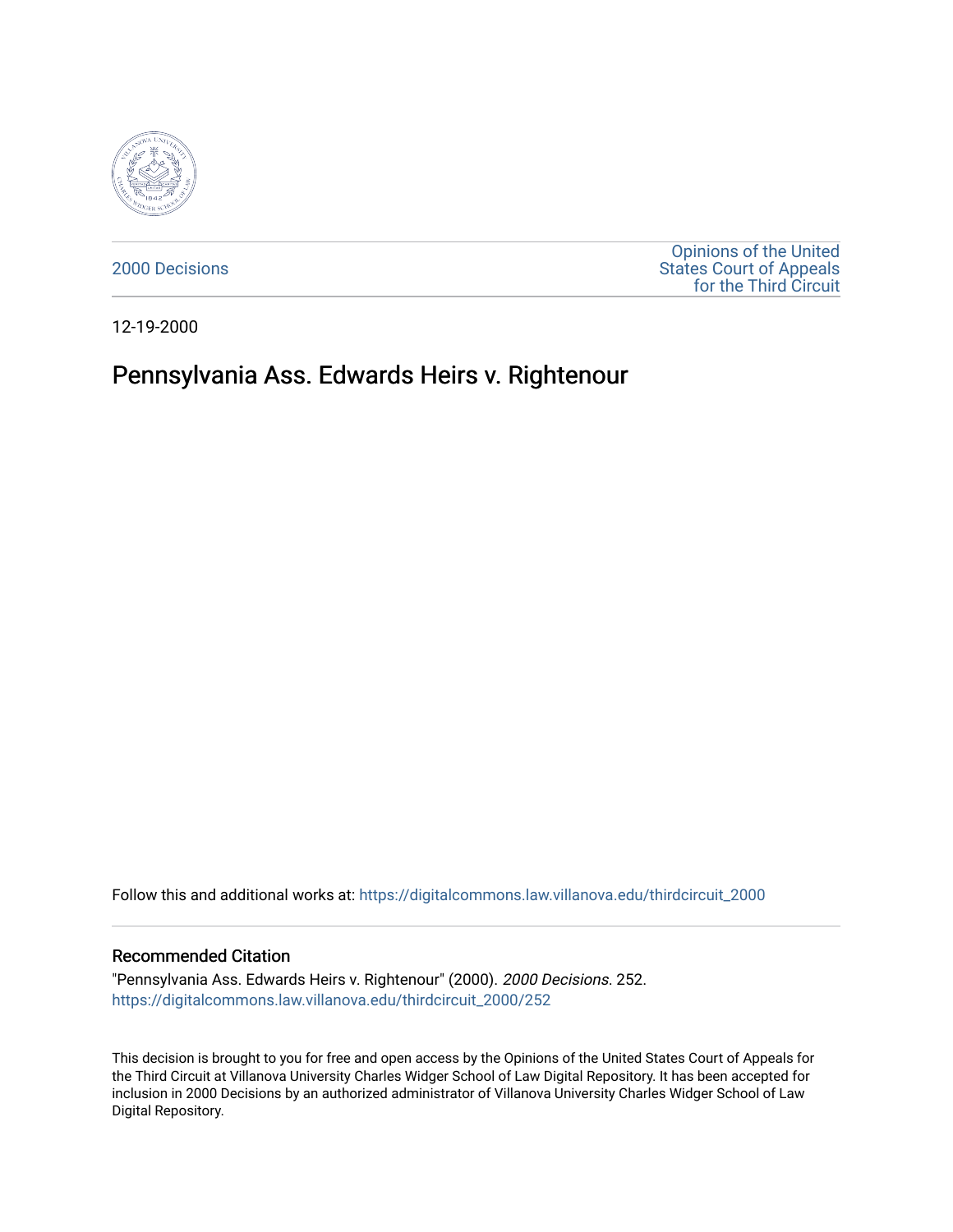2000 Decisions

Opinions of the United States Court of Appeals for the Third Circuit

12-19-2000

# Pennsylvania Ass. Edwards Heirs v. Rightenour

Follow this and additional works at: https://digitalcommons.law.villanova.edu/thirdcircuit_2000

## Recommended Citation

"Pennsylvania Ass. Edwards Heirs v. Rightenour" (2000). *2000 Decisions*. 252.
https://digitalcommons.law.villanova.edu/thirdcircuit_2000/252

This decision is brought to you for free and open access by the Opinions of the United States Court of Appeals for the Third Circuit at Villanova University Charles Widger School of Law Digital Repository. It has been accepted for inclusion in 2000 Decisions by an authorized administrator of Villanova University Charles Widger School of Law Digital Repository.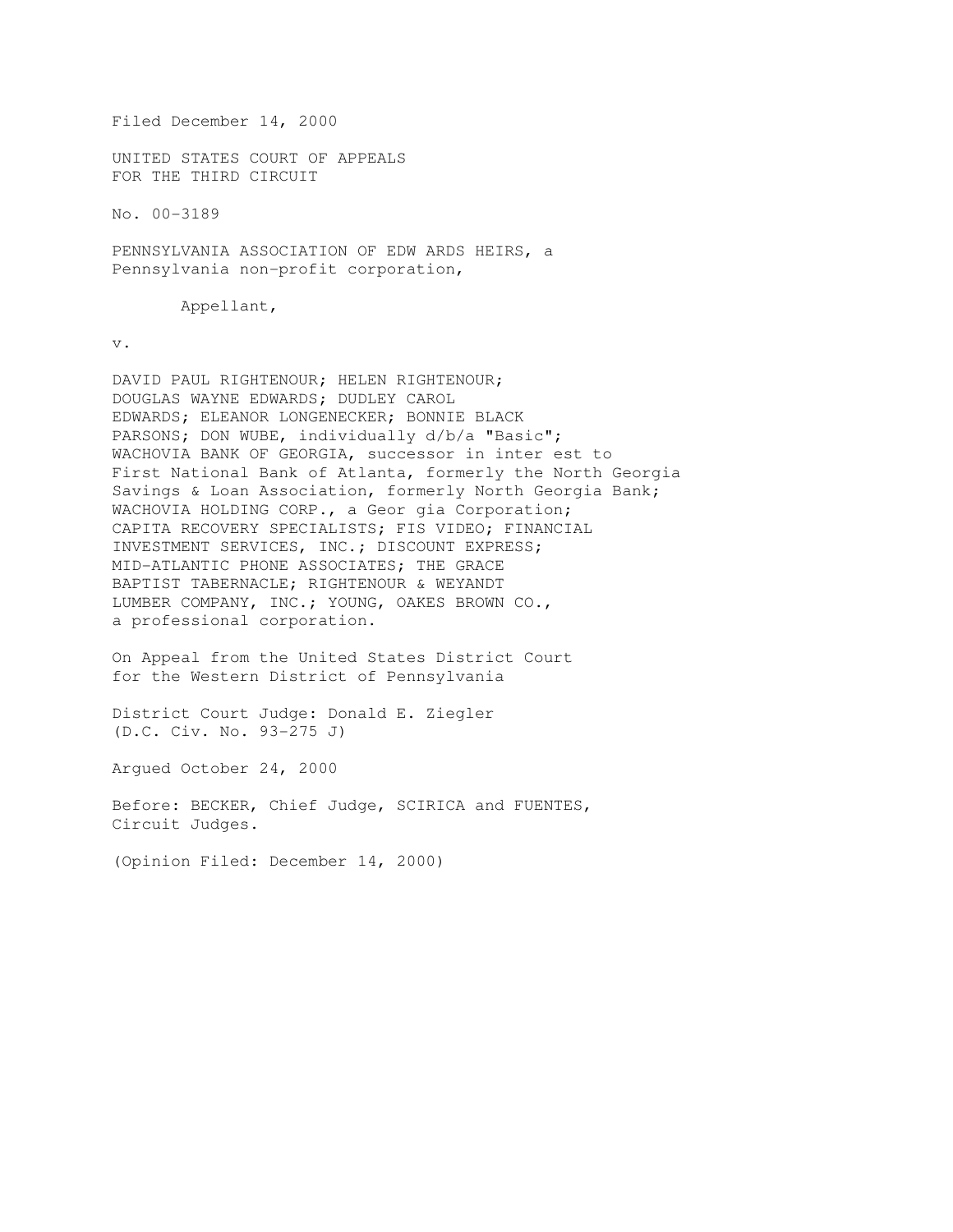Filed December 14, 2000

UNITED STATES COURT OF APPEALS
FOR THE THIRD CIRCUIT

No. 00-3189

PENNSYLVANIA ASSOCIATION OF EDWARDS HEIRS, a
Pennsylvania non-profit corporation,

Appellant,

v.

DAVID PAUL RIGHTENOUR; HELEN RIGHTENOUR;
DOUGLAS WAYNE EDWARDS; DUDLEY CAROL
EDWARDS; ELEANOR LONGENECKER; BONNIE BLACK
PARSONS; DON WUBE, individually d/b/a "Basic";
WACHOVIA BANK OF GEORGIA, successor in interest to
First National Bank of Atlanta, formerly the North Georgia
Savings & Loan Association, formerly North Georgia Bank;
WACHOVIA HOLDING CORP., a Georgia Corporation;
CAPITA RECOVERY SPECIALISTS; FIS VIDEO; FINANCIAL
INVESTMENT SERVICES, INC.; DISCOUNT EXPRESS;
MID-ATLANTIC PHONE ASSOCIATES; THE GRACE
BAPTIST TABERNACLE; RIGHTENOUR & WEYANDT
LUMBER COMPANY, INC.; YOUNG, OAKES BROWN CO.,
a professional corporation.

On Appeal from the United States District Court
for the Western District of Pennsylvania

District Court Judge: Donald E. Ziegler
(D.C. Civ. No. 93-275 J)

Argued October 24, 2000

Before: BECKER, Chief Judge, SCIRICA and FUENTES,
Circuit Judges.

(Opinion Filed: December 14, 2000)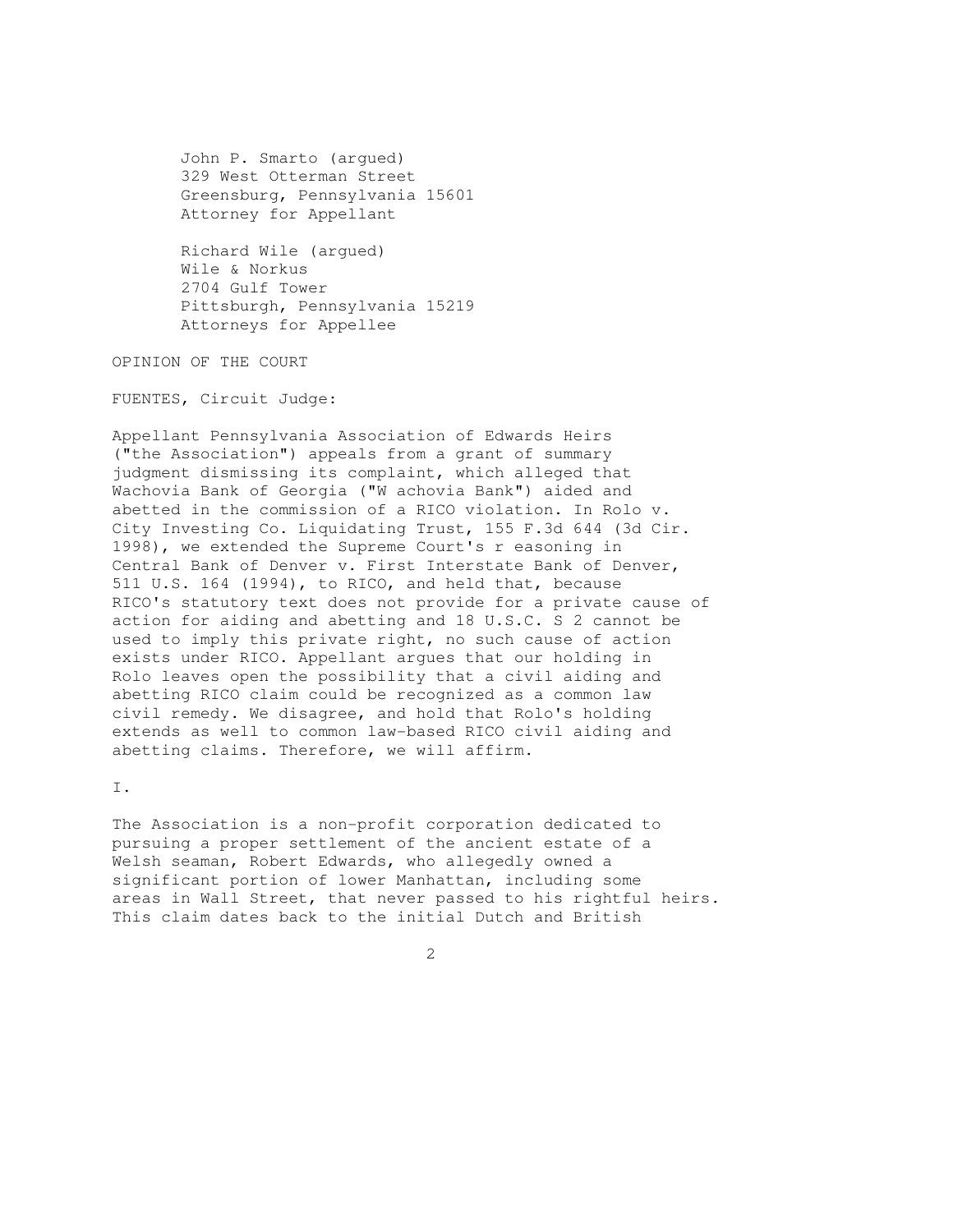John P. Smarto (argued)
329 West Otterman Street
Greensburg, Pennsylvania 15601
Attorney for Appellant

Richard Wile (argued)
Wile & Norkus
2704 Gulf Tower
Pittsburgh, Pennsylvania 15219
Attorneys for Appellee

OPINION OF THE COURT

FUENTES, Circuit Judge:

Appellant Pennsylvania Association of Edwards Heirs ("the Association") appeals from a grant of summary judgment dismissing its complaint, which alleged that Wachovia Bank of Georgia ("W achovia Bank") aided and abetted in the commission of a RICO violation. In Rolo v. City Investing Co. Liquidating Trust, 155 F.3d 644 (3d Cir. 1998), we extended the Supreme Court's r easoning in Central Bank of Denver v. First Interstate Bank of Denver, 511 U.S. 164 (1994), to RICO, and held that, because RICO's statutory text does not provide for a private cause of action for aiding and abetting and 18 U.S.C. S 2 cannot be used to imply this private right, no such cause of action exists under RICO. Appellant argues that our holding in Rolo leaves open the possibility that a civil aiding and abetting RICO claim could be recognized as a common law civil remedy. We disagree, and hold that Rolo's holding extends as well to common law-based RICO civil aiding and abetting claims. Therefore, we will affirm.

I.

The Association is a non-profit corporation dedicated to pursuing a proper settlement of the ancient estate of a Welsh seaman, Robert Edwards, who allegedly owned a significant portion of lower Manhattan, including some areas in Wall Street, that never passed to his rightful heirs. This claim dates back to the initial Dutch and British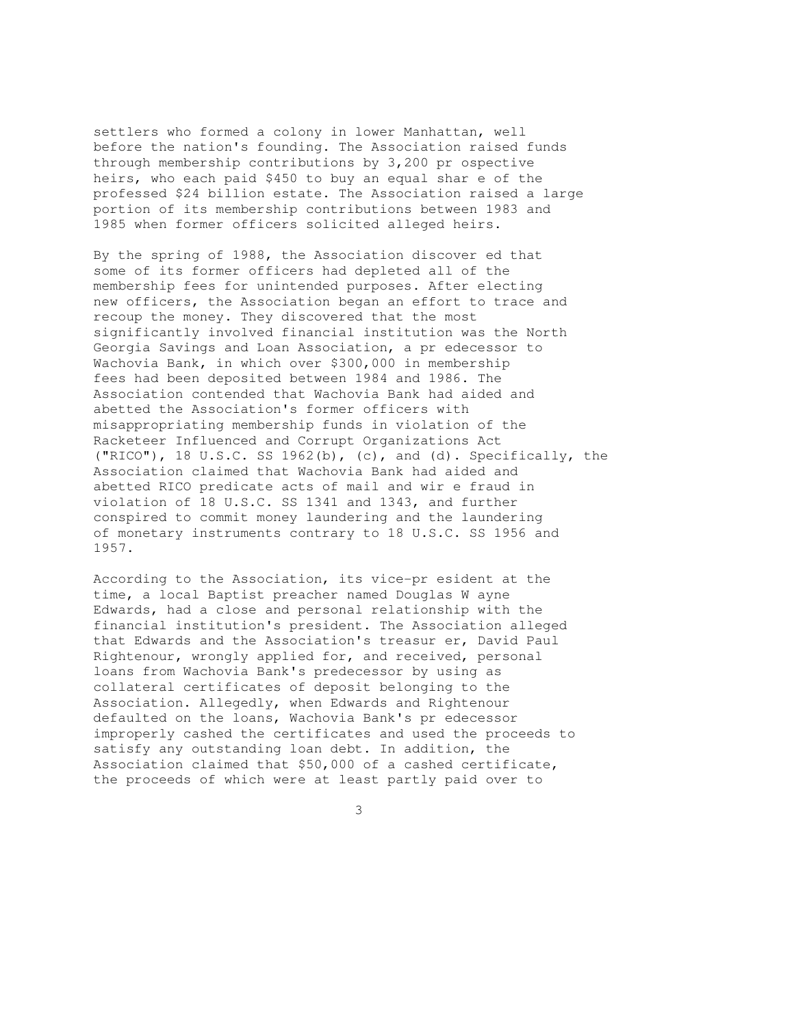settlers who formed a colony in lower Manhattan, well before the nation's founding. The Association raised funds through membership contributions by 3,200 prospective heirs, who each paid $450 to buy an equal share of the professed $24 billion estate. The Association raised a large portion of its membership contributions between 1983 and 1985 when former officers solicited alleged heirs.

By the spring of 1988, the Association discovered that some of its former officers had depleted all of the membership fees for unintended purposes. After electing new officers, the Association began an effort to trace and recoup the money. They discovered that the most significantly involved financial institution was the North Georgia Savings and Loan Association, a predecessor to Wachovia Bank, in which over $300,000 in membership fees had been deposited between 1984 and 1986. The Association contended that Wachovia Bank had aided and abetted the Association's former officers with misappropriating membership funds in violation of the Racketeer Influenced and Corrupt Organizations Act ("RICO"), 18 U.S.C. SS 1962(b), (c), and (d). Specifically, the Association claimed that Wachovia Bank had aided and abetted RICO predicate acts of mail and wire fraud in violation of 18 U.S.C. SS 1341 and 1343, and further conspired to commit money laundering and the laundering of monetary instruments contrary to 18 U.S.C. SS 1956 and 1957.

According to the Association, its vice-president at the time, a local Baptist preacher named Douglas Wayne Edwards, had a close and personal relationship with the financial institution's president. The Association alleged that Edwards and the Association's treasurer, David Paul Rightenour, wrongly applied for, and received, personal loans from Wachovia Bank's predecessor by using as collateral certificates of deposit belonging to the Association. Allegedly, when Edwards and Rightenour defaulted on the loans, Wachovia Bank's predecessor improperly cashed the certificates and used the proceeds to satisfy any outstanding loan debt. In addition, the Association claimed that $50,000 of a cashed certificate, the proceeds of which were at least partly paid over to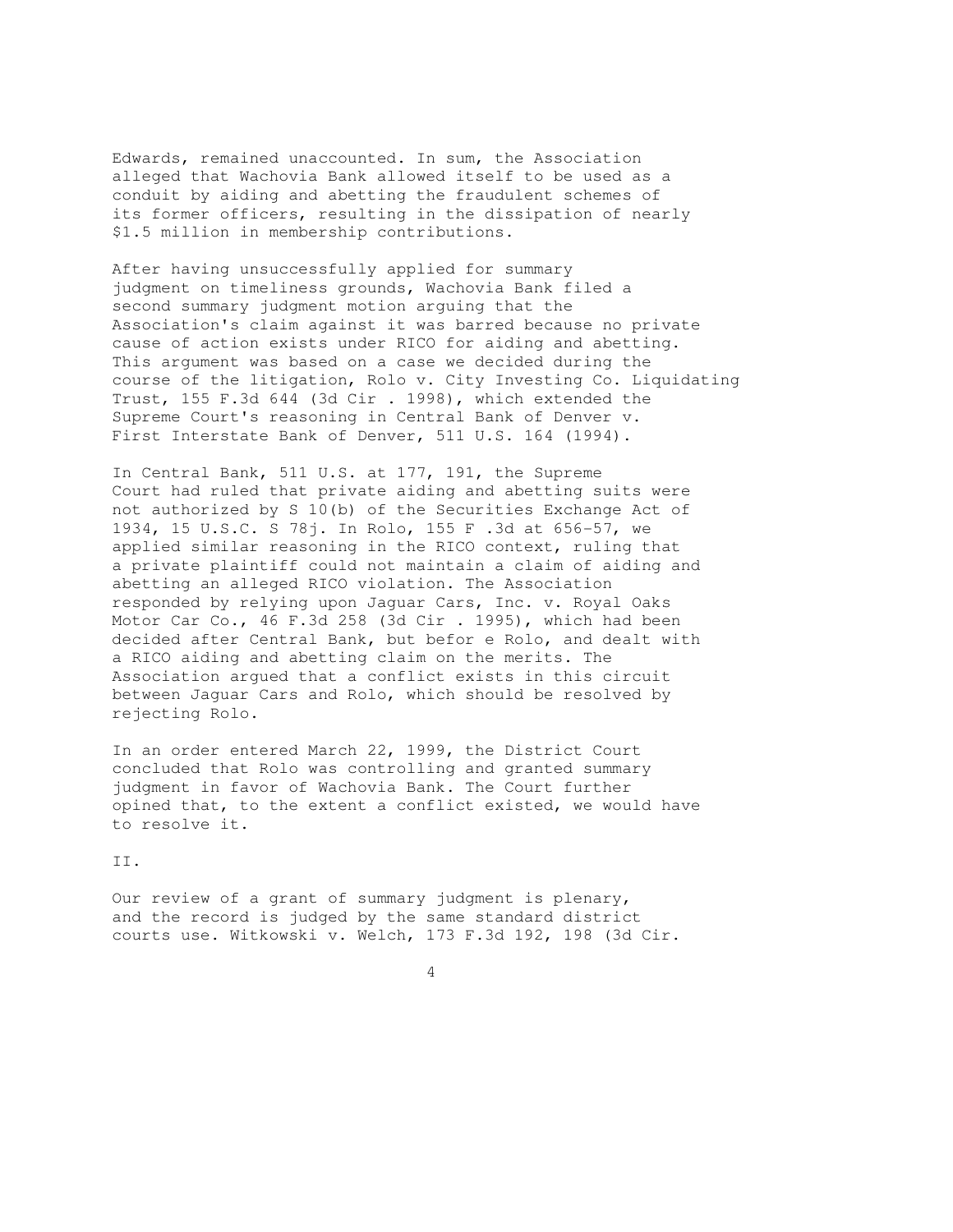Edwards, remained unaccounted. In sum, the Association alleged that Wachovia Bank allowed itself to be used as a conduit by aiding and abetting the fraudulent schemes of its former officers, resulting in the dissipation of nearly $1.5 million in membership contributions.

After having unsuccessfully applied for summary judgment on timeliness grounds, Wachovia Bank filed a second summary judgment motion arguing that the Association's claim against it was barred because no private cause of action exists under RICO for aiding and abetting. This argument was based on a case we decided during the course of the litigation, Rolo v. City Investing Co. Liquidating Trust, 155 F.3d 644 (3d Cir . 1998), which extended the Supreme Court's reasoning in Central Bank of Denver v. First Interstate Bank of Denver, 511 U.S. 164 (1994).

In Central Bank, 511 U.S. at 177, 191, the Supreme Court had ruled that private aiding and abetting suits were not authorized by S 10(b) of the Securities Exchange Act of 1934, 15 U.S.C. S 78j. In Rolo, 155 F .3d at 656-57, we applied similar reasoning in the RICO context, ruling that a private plaintiff could not maintain a claim of aiding and abetting an alleged RICO violation. The Association responded by relying upon Jaguar Cars, Inc. v. Royal Oaks Motor Car Co., 46 F.3d 258 (3d Cir . 1995), which had been decided after Central Bank, but befor e Rolo, and dealt with a RICO aiding and abetting claim on the merits. The Association argued that a conflict exists in this circuit between Jaguar Cars and Rolo, which should be resolved by rejecting Rolo.

In an order entered March 22, 1999, the District Court concluded that Rolo was controlling and granted summary judgment in favor of Wachovia Bank. The Court further opined that, to the extent a conflict existed, we would have to resolve it.

II.

Our review of a grant of summary judgment is plenary, and the record is judged by the same standard district courts use. Witkowski v. Welch, 173 F.3d 192, 198 (3d Cir.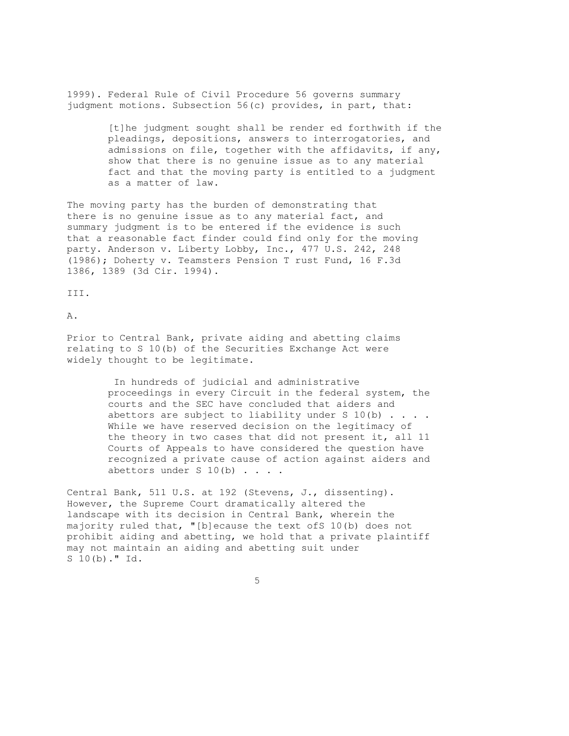1999). Federal Rule of Civil Procedure 56 governs summary judgment motions. Subsection 56(c) provides, in part, that:

> [t]he judgment sought shall be render ed forthwith if the pleadings, depositions, answers to interrogatories, and admissions on file, together with the affidavits, if any, show that there is no genuine issue as to any material fact and that the moving party is entitled to a judgment as a matter of law.

The moving party has the burden of demonstrating that there is no genuine issue as to any material fact, and summary judgment is to be entered if the evidence is such that a reasonable fact finder could find only for the moving party. Anderson v. Liberty Lobby, Inc., 477 U.S. 242, 248 (1986); Doherty v. Teamsters Pension T rust Fund, 16 F.3d 1386, 1389 (3d Cir. 1994).

## III.

### A.

Prior to Central Bank, private aiding and abetting claims relating to S 10(b) of the Securities Exchange Act were widely thought to be legitimate.

> In hundreds of judicial and administrative proceedings in every Circuit in the federal system, the courts and the SEC have concluded that aiders and abettors are subject to liability under S 10(b) . . . . While we have reserved decision on the legitimacy of the theory in two cases that did not present it, all 11 Courts of Appeals to have considered the question have recognized a private cause of action against aiders and abettors under S 10(b) . . . .

Central Bank, 511 U.S. at 192 (Stevens, J., dissenting). However, the Supreme Court dramatically altered the landscape with its decision in Central Bank, wherein the majority ruled that, "[b]ecause the text ofS 10(b) does not prohibit aiding and abetting, we hold that a private plaintiff may not maintain an aiding and abetting suit under S 10(b)." Id.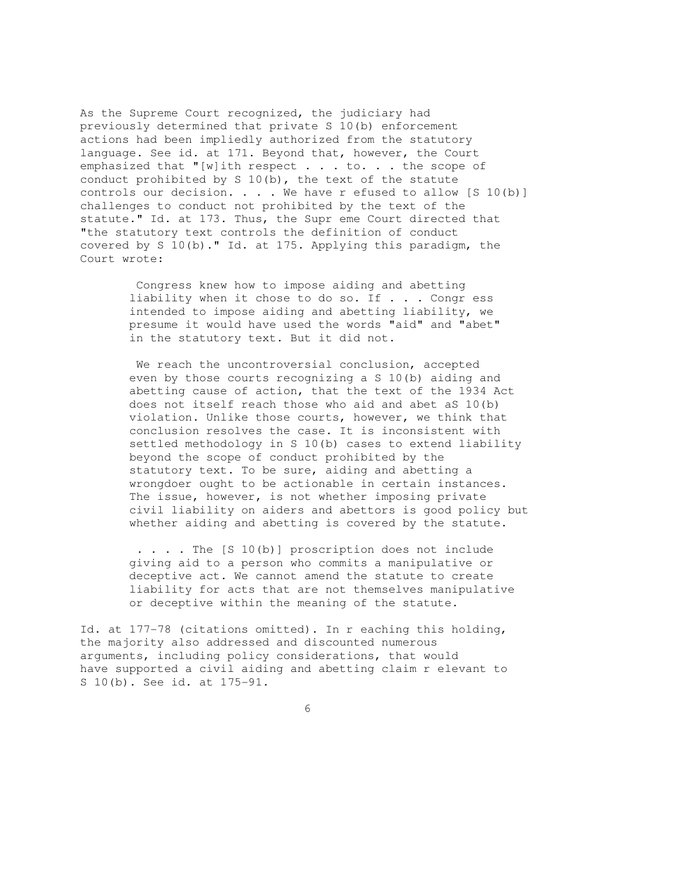As the Supreme Court recognized, the judiciary had previously determined that private S 10(b) enforcement actions had been impliedly authorized from the statutory language. See id. at 171. Beyond that, however, the Court emphasized that "[w]ith respect . . . to. . . the scope of conduct prohibited by S 10(b), the text of the statute controls our decision. . . . We have r efused to allow [S 10(b)] challenges to conduct not prohibited by the text of the statute." Id. at 173. Thus, the Supr eme Court directed that "the statutory text controls the definition of conduct covered by S 10(b)." Id. at 175. Applying this paradigm, the Court wrote:

> Congress knew how to impose aiding and abetting liability when it chose to do so. If . . . Congr ess intended to impose aiding and abetting liability, we presume it would have used the words "aid" and "abet" in the statutory text. But it did not.
>
> We reach the uncontroversial conclusion, accepted even by those courts recognizing a S 10(b) aiding and abetting cause of action, that the text of the 1934 Act does not itself reach those who aid and abet aS 10(b) violation. Unlike those courts, however, we think that conclusion resolves the case. It is inconsistent with settled methodology in S 10(b) cases to extend liability beyond the scope of conduct prohibited by the statutory text. To be sure, aiding and abetting a wrongdoer ought to be actionable in certain instances. The issue, however, is not whether imposing private civil liability on aiders and abettors is good policy but whether aiding and abetting is covered by the statute.
>
> . . . . The [S 10(b)] proscription does not include giving aid to a person who commits a manipulative or deceptive act. We cannot amend the statute to create liability for acts that are not themselves manipulative or deceptive within the meaning of the statute.

Id. at 177-78 (citations omitted). In r eaching this holding, the majority also addressed and discounted numerous arguments, including policy considerations, that would have supported a civil aiding and abetting claim r elevant to S 10(b). See id. at 175-91.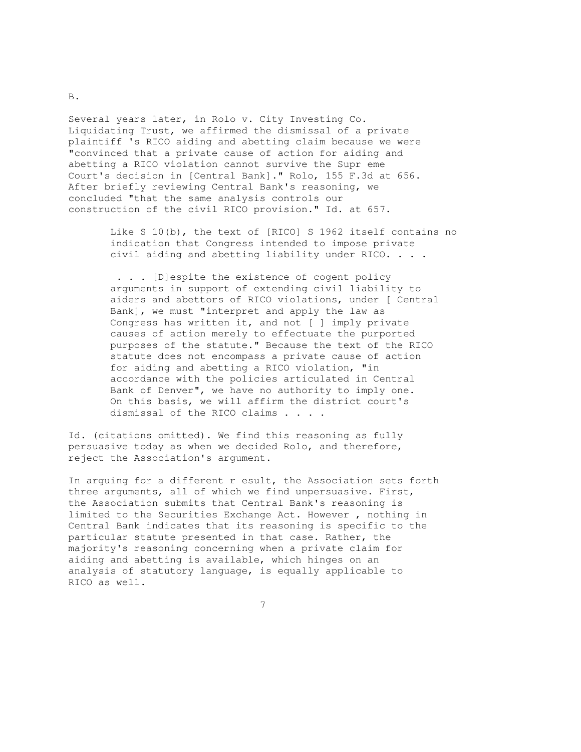B.

Several years later, in Rolo v. City Investing Co. Liquidating Trust, we affirmed the dismissal of a private plaintiff 's RICO aiding and abetting claim because we were "convinced that a private cause of action for aiding and abetting a RICO violation cannot survive the Supr eme Court's decision in [Central Bank]." Rolo, 155 F.3d at 656. After briefly reviewing Central Bank's reasoning, we concluded "that the same analysis controls our construction of the civil RICO provision." Id. at 657.

> Like S 10(b), the text of [RICO] S 1962 itself contains no indication that Congress intended to impose private civil aiding and abetting liability under RICO. . . .
>
> . . . [D]espite the existence of cogent policy arguments in support of extending civil liability to aiders and abettors of RICO violations, under [ Central Bank], we must "interpret and apply the law as Congress has written it, and not [ ] imply private causes of action merely to effectuate the purported purposes of the statute." Because the text of the RICO statute does not encompass a private cause of action for aiding and abetting a RICO violation, "in accordance with the policies articulated in Central Bank of Denver", we have no authority to imply one. On this basis, we will affirm the district court's dismissal of the RICO claims . . . .

Id. (citations omitted). We find this reasoning as fully persuasive today as when we decided Rolo, and therefore, reject the Association's argument.

In arguing for a different r esult, the Association sets forth three arguments, all of which we find unpersuasive. First, the Association submits that Central Bank's reasoning is limited to the Securities Exchange Act. However , nothing in Central Bank indicates that its reasoning is specific to the particular statute presented in that case. Rather, the majority's reasoning concerning when a private claim for aiding and abetting is available, which hinges on an analysis of statutory language, is equally applicable to RICO as well.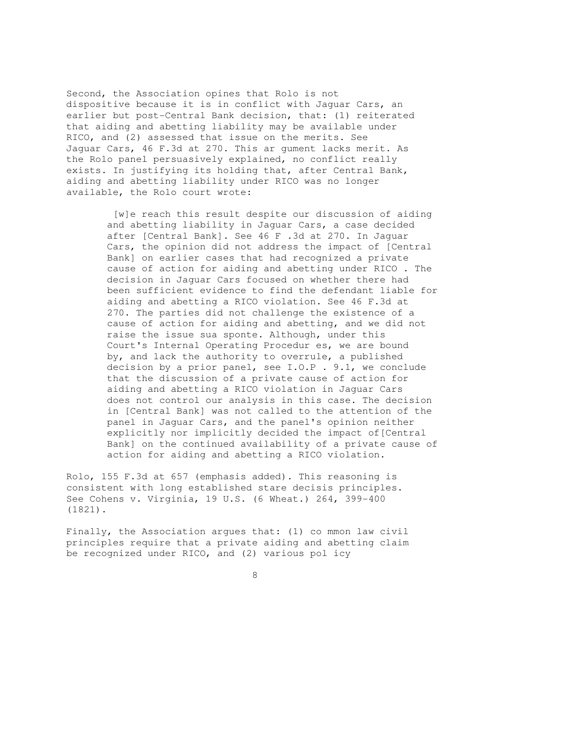Second, the Association opines that Rolo is not dispositive because it is in conflict with Jaguar Cars, an earlier but post-Central Bank decision, that: (1) reiterated that aiding and abetting liability may be available under RICO, and (2) assessed that issue on the merits. See Jaguar Cars, 46 F.3d at 270. This ar gument lacks merit. As the Rolo panel persuasively explained, no conflict really exists. In justifying its holding that, after Central Bank, aiding and abetting liability under RICO was no longer available, the Rolo court wrote:

> [w]e reach this result despite our discussion of aiding and abetting liability in Jaguar Cars, a case decided after [Central Bank]. See 46 F .3d at 270. In Jaguar Cars, the opinion did not address the impact of [Central Bank] on earlier cases that had recognized a private cause of action for aiding and abetting under RICO . The decision in Jaguar Cars focused on whether there had been sufficient evidence to find the defendant liable for aiding and abetting a RICO violation. See 46 F.3d at 270. The parties did not challenge the existence of a cause of action for aiding and abetting, and we did not raise the issue sua sponte. Although, under this Court's Internal Operating Procedur es, we are bound by, and lack the authority to overrule, a published decision by a prior panel, see I.O.P . 9.1, we conclude that the discussion of a private cause of action for aiding and abetting a RICO violation in Jaguar Cars does not control our analysis in this case. The decision in [Central Bank] was not called to the attention of the panel in Jaguar Cars, and the panel's opinion neither explicitly nor implicitly decided the impact of[Central Bank] on the continued availability of a private cause of action for aiding and abetting a RICO violation.

Rolo, 155 F.3d at 657 (emphasis added). This reasoning is consistent with long established stare decisis principles. See Cohens v. Virginia, 19 U.S. (6 Wheat.) 264, 399-400 (1821).

Finally, the Association argues that: (1) co mmon law civil principles require that a private aiding and abetting claim be recognized under RICO, and (2) various pol icy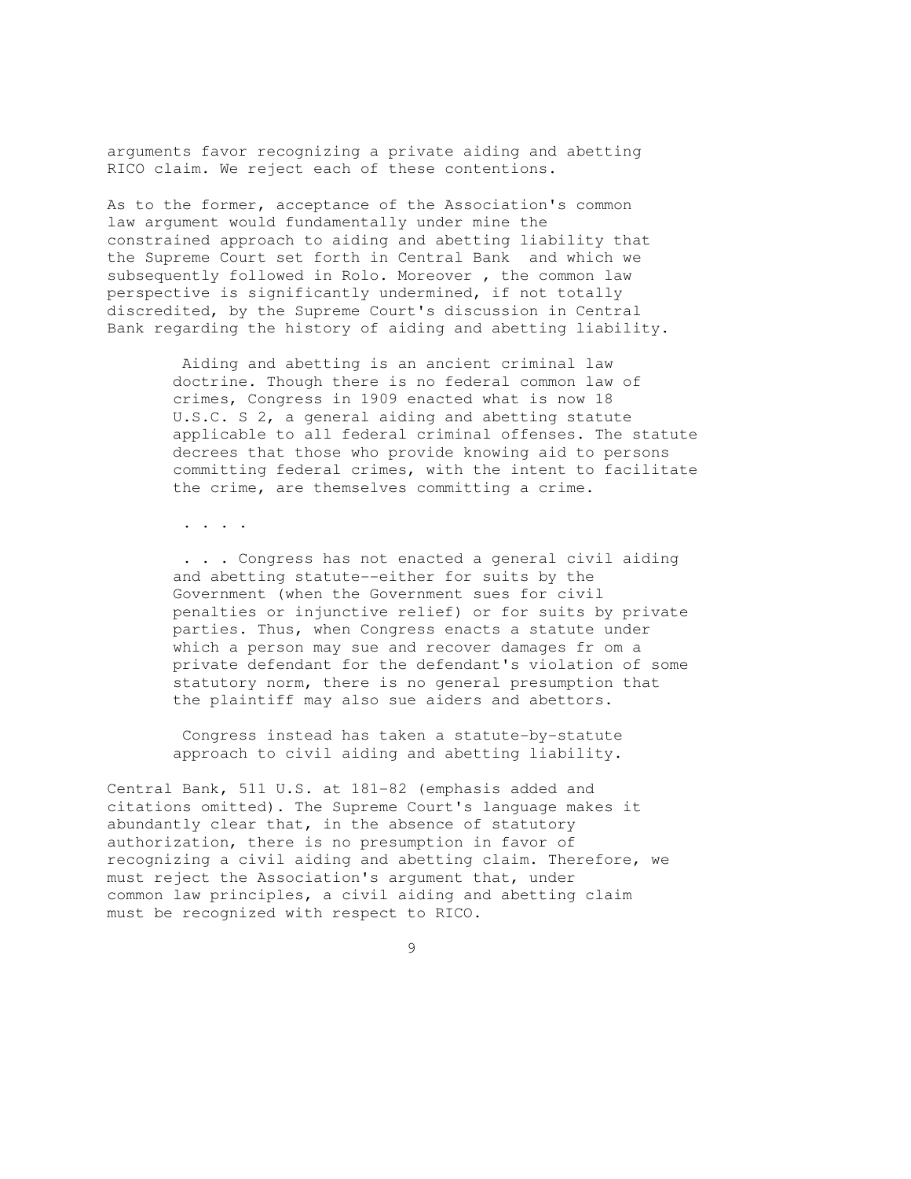arguments favor recognizing a private aiding and abetting RICO claim. We reject each of these contentions.

As to the former, acceptance of the Association's common law argument would fundamentally under mine the constrained approach to aiding and abetting liability that the Supreme Court set forth in Central Bank and which we subsequently followed in Rolo. Moreover , the common law perspective is significantly undermined, if not totally discredited, by the Supreme Court's discussion in Central Bank regarding the history of aiding and abetting liability.

> Aiding and abetting is an ancient criminal law doctrine. Though there is no federal common law of crimes, Congress in 1909 enacted what is now 18 U.S.C. S 2, a general aiding and abetting statute applicable to all federal criminal offenses. The statute decrees that those who provide knowing aid to persons committing federal crimes, with the intent to facilitate the crime, are themselves committing a crime.
>
> . . . .
>
> . . . Congress has not enacted a general civil aiding and abetting statute--either for suits by the Government (when the Government sues for civil penalties or injunctive relief) or for suits by private parties. Thus, when Congress enacts a statute under which a person may sue and recover damages fr om a private defendant for the defendant's violation of some statutory norm, there is no general presumption that the plaintiff may also sue aiders and abettors.
>
> Congress instead has taken a statute-by-statute approach to civil aiding and abetting liability.

Central Bank, 511 U.S. at 181-82 (emphasis added and citations omitted). The Supreme Court's language makes it abundantly clear that, in the absence of statutory authorization, there is no presumption in favor of recognizing a civil aiding and abetting claim. Therefore, we must reject the Association's argument that, under common law principles, a civil aiding and abetting claim must be recognized with respect to RICO.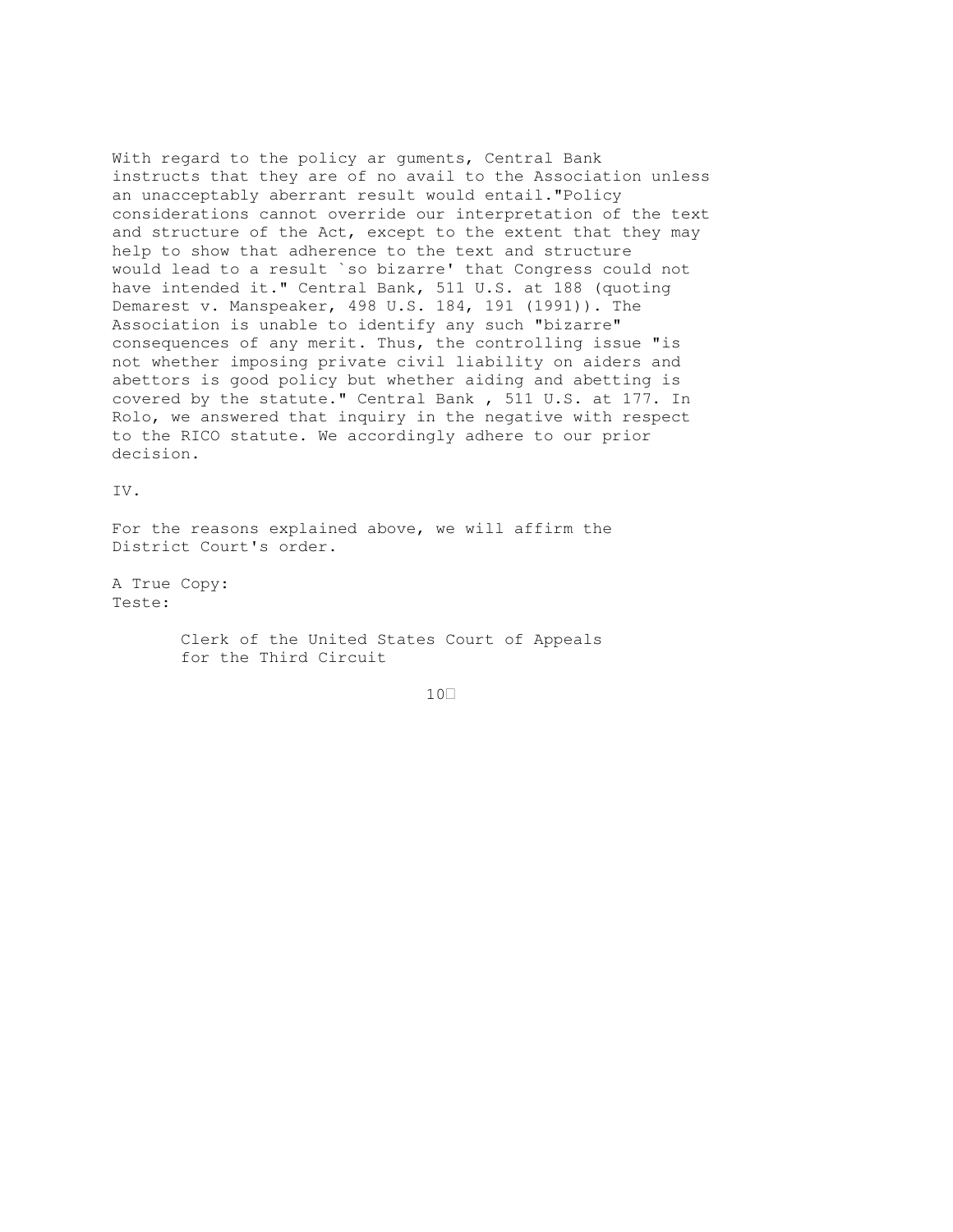With regard to the policy ar guments, Central Bank instructs that they are of no avail to the Association unless an unacceptably aberrant result would entail."Policy considerations cannot override our interpretation of the text and structure of the Act, except to the extent that they may help to show that adherence to the text and structure would lead to a result `so bizarre' that Congress could not have intended it." Central Bank, 511 U.S. at 188 (quoting Demarest v. Manspeaker, 498 U.S. 184, 191 (1991)). The Association is unable to identify any such "bizarre" consequences of any merit. Thus, the controlling issue "is not whether imposing private civil liability on aiders and abettors is good policy but whether aiding and abetting is covered by the statute." Central Bank , 511 U.S. at 177. In Rolo, we answered that inquiry in the negative with respect to the RICO statute. We accordingly adhere to our prior decision.

IV.

For the reasons explained above, we will affirm the District Court's order.

A True Copy:
Teste:

Clerk of the United States Court of Appeals
for the Third Circuit